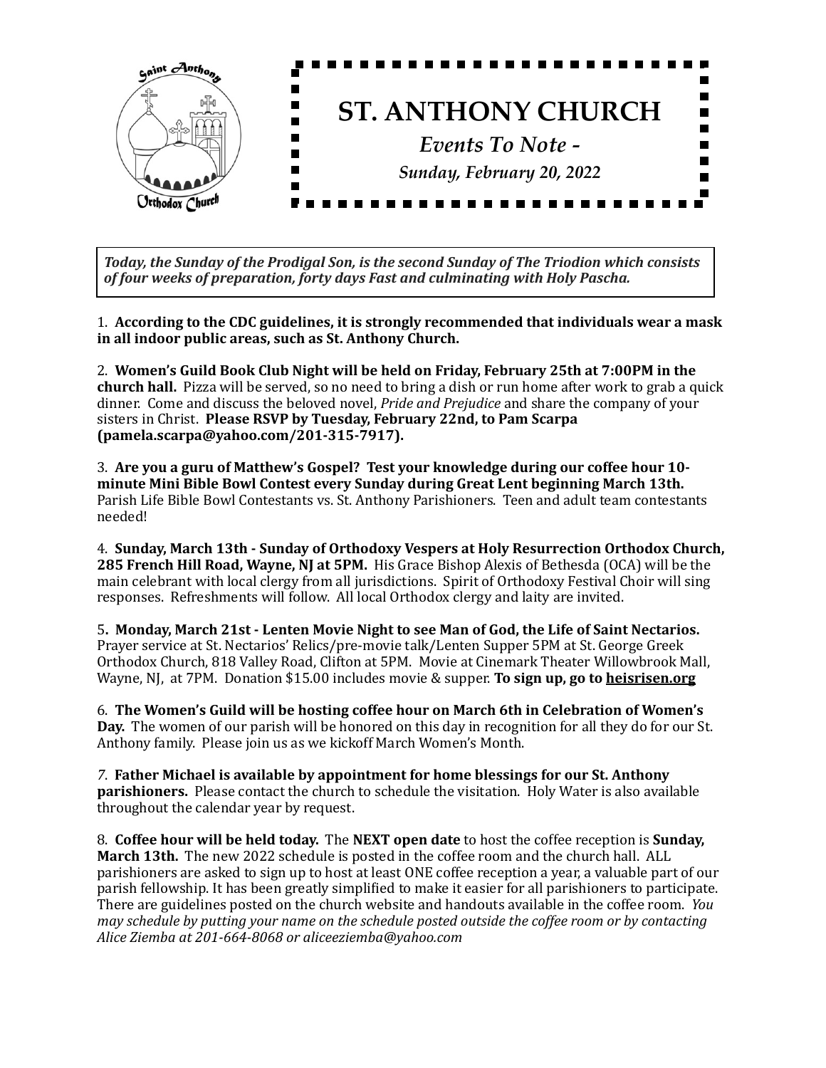# ST. ANTHONY CHURCH

*Events To Note -*

*Sunday, February 20, 2022*

***Today, the Sunday of the Prodigal Son, is the second Sunday of The Triodion which consists of four weeks of preparation, forty days Fast and culminating with Holy Pascha.***

1. **According to the CDC guidelines, it is strongly recommended that individuals wear a mask in all indoor public areas, such as St. Anthony Church.**

2. **Women's Guild Book Club Night will be held on Friday, February 25th at 7:00PM in the church hall.** Pizza will be served, so no need to bring a dish or run home after work to grab a quick dinner. Come and discuss the beloved novel, *Pride and Prejudice* and share the company of your sisters in Christ. **Please RSVP by Tuesday, February 22nd, to Pam Scarpa (pamela.scarpa@yahoo.com/201-315-7917).**

3. **Are you a guru of Matthew's Gospel? Test your knowledge during our coffee hour 10-minute Mini Bible Bowl Contest every Sunday during Great Lent beginning March 13th.** Parish Life Bible Bowl Contestants vs. St. Anthony Parishioners. Teen and adult team contestants needed!

4. **Sunday, March 13th - Sunday of Orthodoxy Vespers at Holy Resurrection Orthodox Church, 285 French Hill Road, Wayne, NJ at 5PM.** His Grace Bishop Alexis of Bethesda (OCA) will be the main celebrant with local clergy from all jurisdictions. Spirit of Orthodoxy Festival Choir will sing responses. Refreshments will follow. All local Orthodox clergy and laity are invited.

5. **Monday, March 21st - Lenten Movie Night to see Man of God, the Life of Saint Nectarios.** Prayer service at St. Nectarios' Relics/pre-movie talk/Lenten Supper 5PM at St. George Greek Orthodox Church, 818 Valley Road, Clifton at 5PM. Movie at Cinemark Theater Willowbrook Mall, Wayne, NJ, at 7PM. Donation $15.00 includes movie & supper. **To sign up, go to heisrisen.org**

6. **The Women's Guild will be hosting coffee hour on March 6th in Celebration of Women's Day.** The women of our parish will be honored on this day in recognition for all they do for our St. Anthony family. Please join us as we kickoff March Women's Month.

7. **Father Michael is available by appointment for home blessings for our St. Anthony parishioners.** Please contact the church to schedule the visitation. Holy Water is also available throughout the calendar year by request.

8. **Coffee hour will be held today.** The **NEXT open date** to host the coffee reception is **Sunday, March 13th.** The new 2022 schedule is posted in the coffee room and the church hall. ALL parishioners are asked to sign up to host at least ONE coffee reception a year, a valuable part of our parish fellowship. It has been greatly simplified to make it easier for all parishioners to participate. There are guidelines posted on the church website and handouts available in the coffee room. *You may schedule by putting your name on the schedule posted outside the coffee room or by contacting Alice Ziemba at 201-664-8068 or aliceeziemba@yahoo.com*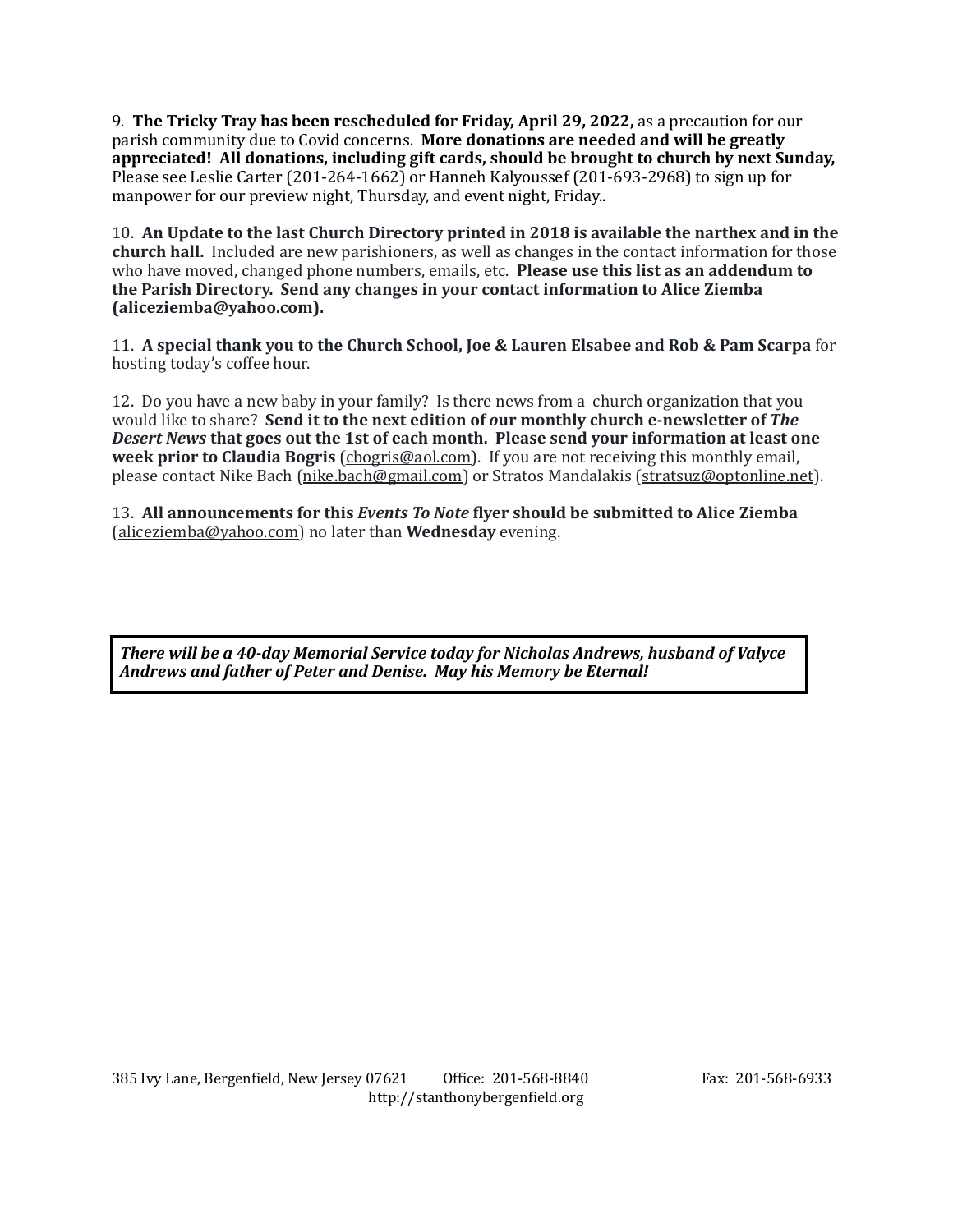9. **The Tricky Tray has been rescheduled for Friday, April 29, 2022,** as a precaution for our parish community due to Covid concerns. **More donations are needed and will be greatly appreciated! All donations, including gift cards, should be brought to church by next Sunday,** Please see Leslie Carter (201-264-1662) or Hanneh Kalyoussef (201-693-2968) to sign up for manpower for our preview night, Thursday, and event night, Friday..

10. **An Update to the last Church Directory printed in 2018 is available the narthex and in the church hall.** Included are new parishioners, as well as changes in the contact information for those who have moved, changed phone numbers, emails, etc. **Please use this list as an addendum to the Parish Directory. Send any changes in your contact information to Alice Ziemba (aliceziemba@yahoo.com).**

11. **A special thank you to the Church School, Joe & Lauren Elsabee and Rob & Pam Scarpa** for hosting today's coffee hour.

12. Do you have a new baby in your family? Is there news from a church organization that you would like to share? **Send it to the next edition of our monthly church e-newsletter of *The Desert News* that goes out the 1st of each month. Please send your information at least one week prior to Claudia Bogris** (cbogris@aol.com). If you are not receiving this monthly email, please contact Nike Bach (nike.bach@gmail.com) or Stratos Mandalakis (stratsuz@optonline.net).

13. **All announcements for this *Events To Note* flyer should be submitted to Alice Ziemba** (aliceziemba@yahoo.com) no later than **Wednesday** evening.

***There will be a 40-day Memorial Service today for Nicholas Andrews, husband of Valyce Andrews and father of Peter and Denise. May his Memory be Eternal!***

385 Ivy Lane, Bergenfield, New Jersey 07621 Office: 201-568-8840 Fax: 201-568-6933
http://stanthonybergenfield.org